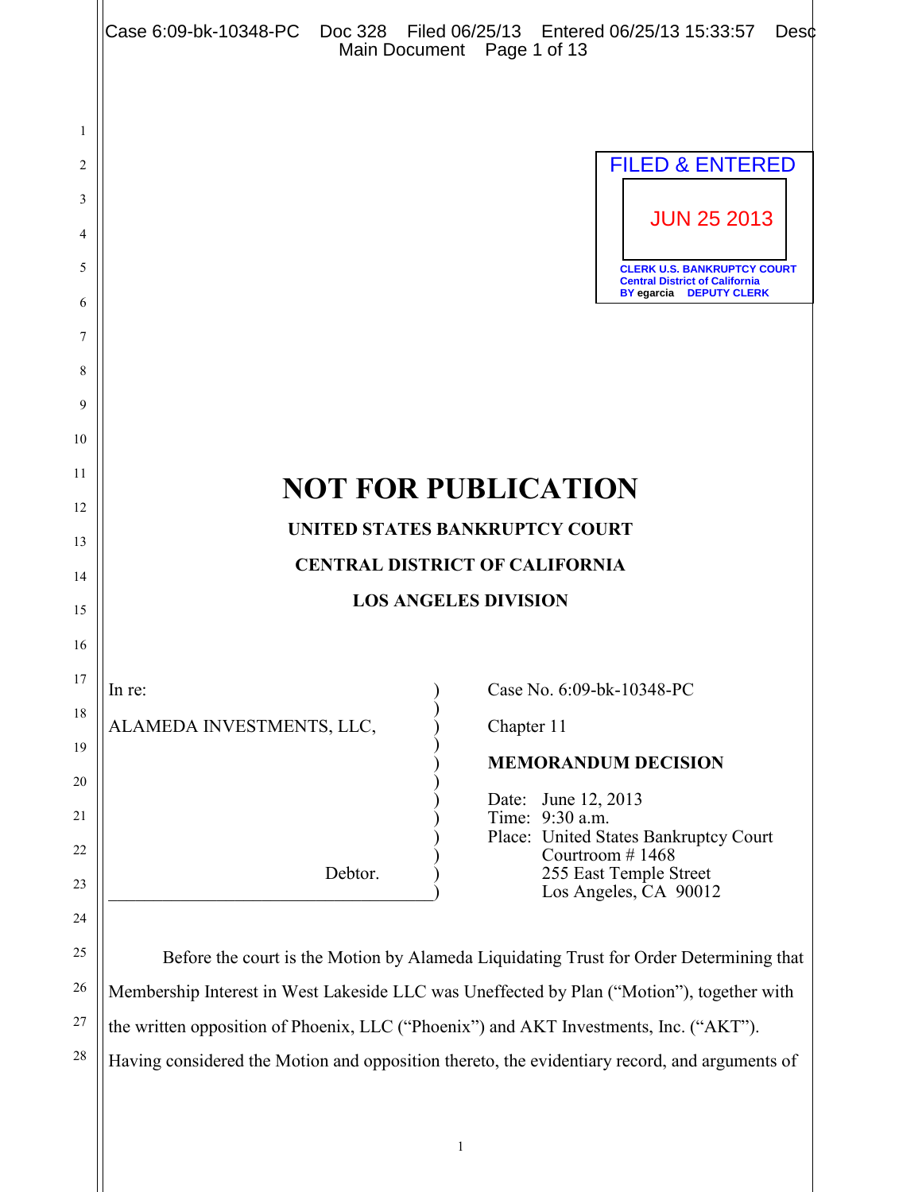FILED & ENTERED

JUN 25 2013

CLERK U.S. BANKRUPTCY COURT
Central District of California
BY egarcia DEPUTY CLERK

# NOT FOR PUBLICATION

**UNITED STATES BANKRUPTCY COURT**

**CENTRAL DISTRICT OF CALIFORNIA**

**LOS ANGELES DIVISION**

In re:

ALAMEDA INVESTMENTS, LLC,

Debtor.

Case No. 6:09-bk-10348-PC

Chapter 11

**MEMORANDUM DECISION**

Date: June 12, 2013
Time: 9:30 a.m.
Place: United States Bankruptcy Court
Courtroom # 1468
255 East Temple Street
Los Angeles, CA 90012

Before the court is the Motion by Alameda Liquidating Trust for Order Determining that Membership Interest in West Lakeside LLC was Uneffected by Plan ("Motion"), together with the written opposition of Phoenix, LLC ("Phoenix") and AKT Investments, Inc. ("AKT"). Having considered the Motion and opposition thereto, the evidentiary record, and arguments of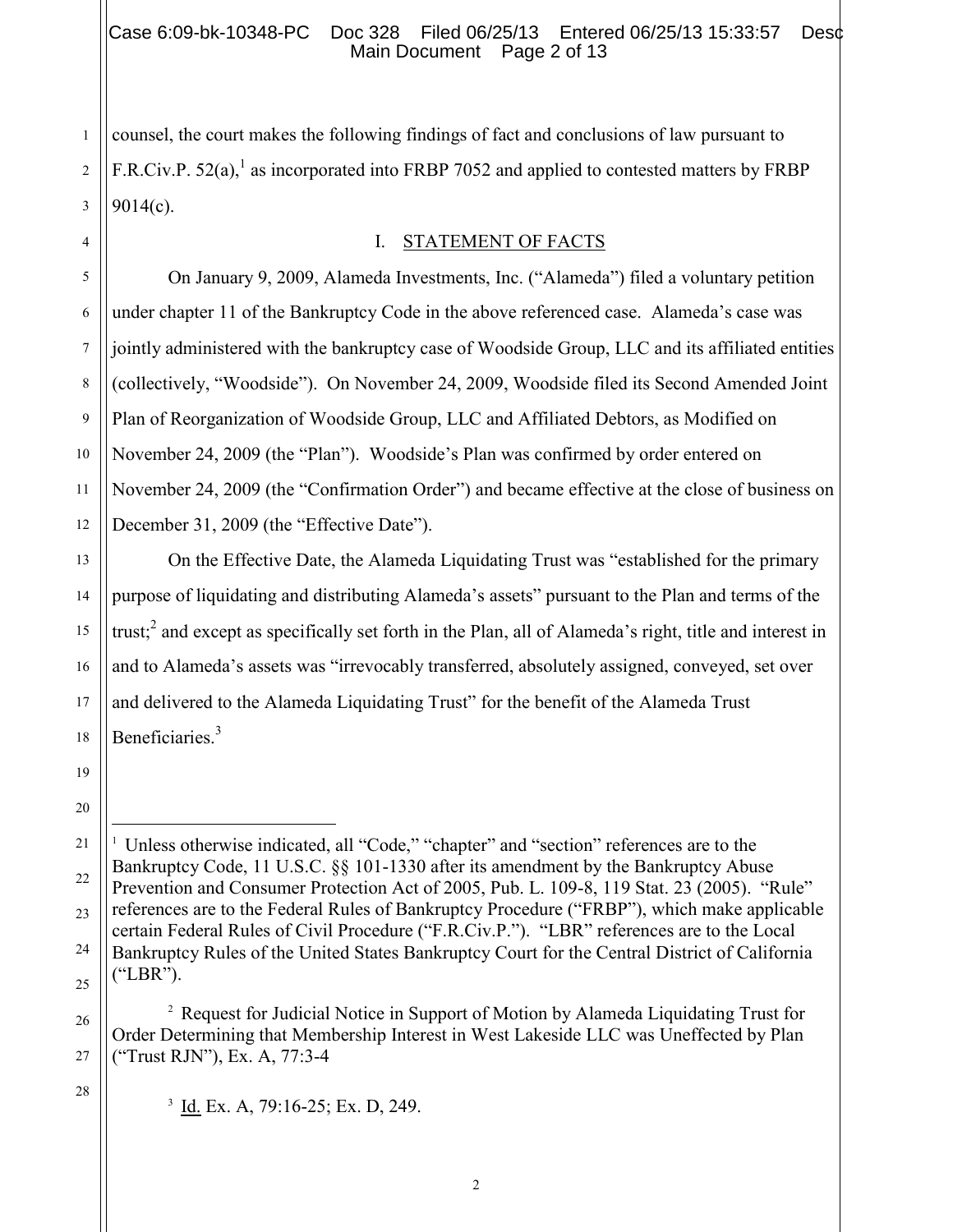counsel, the court makes the following findings of fact and conclusions of law pursuant to F.R.Civ.P. 52(a),[1] as incorporated into FRBP 7052 and applied to contested matters by FRBP 9014(c).

## I. STATEMENT OF FACTS

On January 9, 2009, Alameda Investments, Inc. ("Alameda") filed a voluntary petition under chapter 11 of the Bankruptcy Code in the above referenced case. Alameda's case was jointly administered with the bankruptcy case of Woodside Group, LLC and its affiliated entities (collectively, "Woodside"). On November 24, 2009, Woodside filed its Second Amended Joint Plan of Reorganization of Woodside Group, LLC and Affiliated Debtors, as Modified on November 24, 2009 (the "Plan"). Woodside's Plan was confirmed by order entered on November 24, 2009 (the "Confirmation Order") and became effective at the close of business on December 31, 2009 (the "Effective Date").

On the Effective Date, the Alameda Liquidating Trust was "established for the primary purpose of liquidating and distributing Alameda's assets" pursuant to the Plan and terms of the trust;[2] and except as specifically set forth in the Plan, all of Alameda's right, title and interest in and to Alameda's assets was "irrevocably transferred, absolutely assigned, conveyed, set over and delivered to the Alameda Liquidating Trust" for the benefit of the Alameda Trust Beneficiaries.[3]

---

[1] Unless otherwise indicated, all "Code," "chapter" and "section" references are to the Bankruptcy Code, 11 U.S.C. §§ 101-1330 after its amendment by the Bankruptcy Abuse Prevention and Consumer Protection Act of 2005, Pub. L. 109-8, 119 Stat. 23 (2005). "Rule" references are to the Federal Rules of Bankruptcy Procedure ("FRBP"), which make applicable certain Federal Rules of Civil Procedure ("F.R.Civ.P."). "LBR" references are to the Local Bankruptcy Rules of the United States Bankruptcy Court for the Central District of California ("LBR").

[2] Request for Judicial Notice in Support of Motion by Alameda Liquidating Trust for Order Determining that Membership Interest in West Lakeside LLC was Uneffected by Plan ("Trust RJN"), Ex. A, 77:3-4

[3] Id. Ex. A, 79:16-25; Ex. D, 249.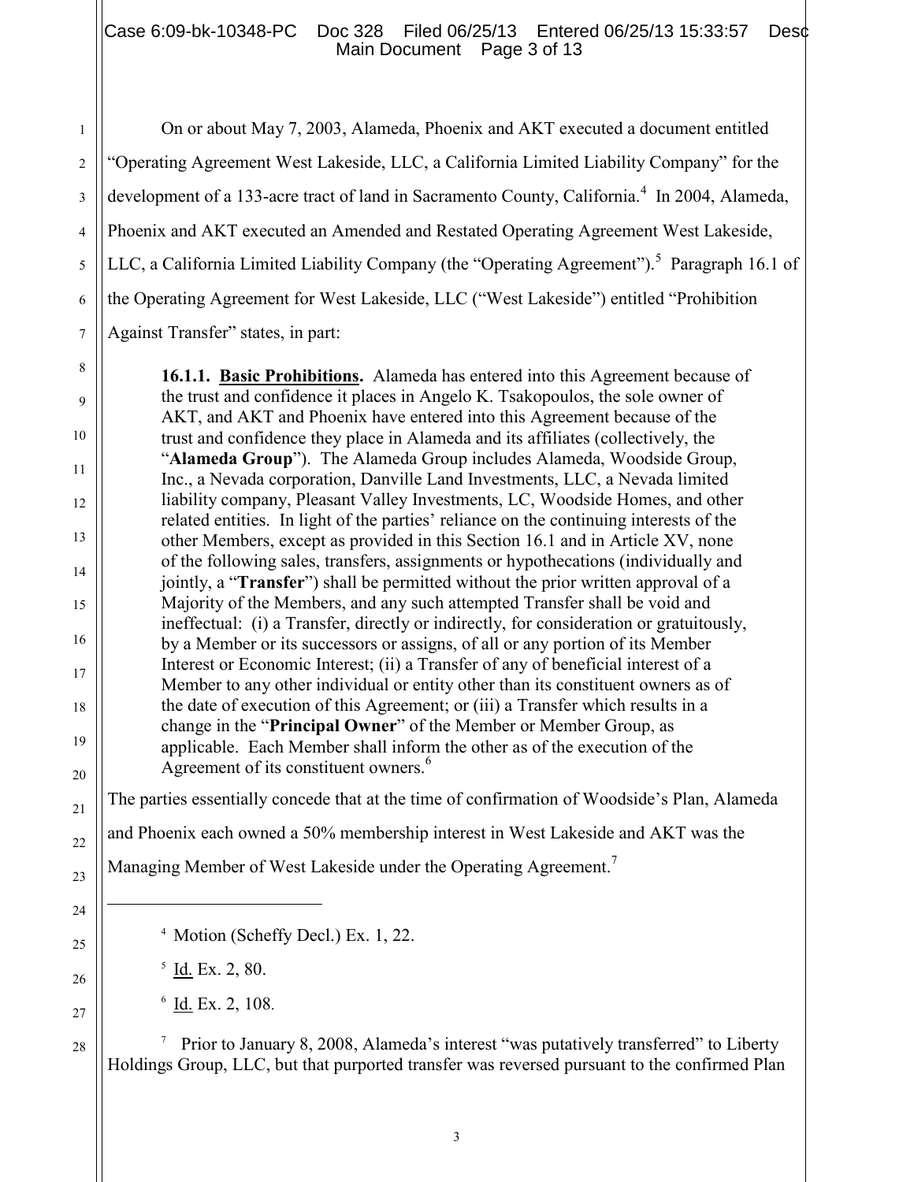On or about May 7, 2003, Alameda, Phoenix and AKT executed a document entitled "Operating Agreement West Lakeside, LLC, a California Limited Liability Company" for the development of a 133-acre tract of land in Sacramento County, California.[4] In 2004, Alameda, Phoenix and AKT executed an Amended and Restated Operating Agreement West Lakeside, LLC, a California Limited Liability Company (the "Operating Agreement").[5] Paragraph 16.1 of the Operating Agreement for West Lakeside, LLC ("West Lakeside") entitled "Prohibition Against Transfer" states, in part:

> **16.1.1. <u>Basic Prohibitions</u>.** Alameda has entered into this Agreement because of the trust and confidence it places in Angelo K. Tsakopoulos, the sole owner of AKT, and AKT and Phoenix have entered into this Agreement because of the trust and confidence they place in Alameda and its affiliates (collectively, the "**Alameda Group**"). The Alameda Group includes Alameda, Woodside Group, Inc., a Nevada corporation, Danville Land Investments, LLC, a Nevada limited liability company, Pleasant Valley Investments, LC, Woodside Homes, and other related entities. In light of the parties' reliance on the continuing interests of the other Members, except as provided in this Section 16.1 and in Article XV, none of the following sales, transfers, assignments or hypothecations (individually and jointly, a "**Transfer**") shall be permitted without the prior written approval of a Majority of the Members, and any such attempted Transfer shall be void and ineffectual: (i) a Transfer, directly or indirectly, for consideration or gratuitously, by a Member or its successors or assigns, of all or any portion of its Member Interest or Economic Interest; (ii) a Transfer of any of beneficial interest of a Member to any other individual or entity other than its constituent owners as of the date of execution of this Agreement; or (iii) a Transfer which results in a change in the "**Principal Owner**" of the Member or Member Group, as applicable. Each Member shall inform the other as of the execution of the Agreement of its constituent owners.[6]

The parties essentially concede that at the time of confirmation of Woodside's Plan, Alameda and Phoenix each owned a 50% membership interest in West Lakeside and AKT was the Managing Member of West Lakeside under the Operating Agreement.[7]

---

[4] Motion (Scheffy Decl.) Ex. 1, 22.

[5] <u>Id.</u> Ex. 2, 80.

[6] <u>Id.</u> Ex. 2, 108.

[7] Prior to January 8, 2008, Alameda's interest "was putatively transferred" to Liberty Holdings Group, LLC, but that purported transfer was reversed pursuant to the confirmed Plan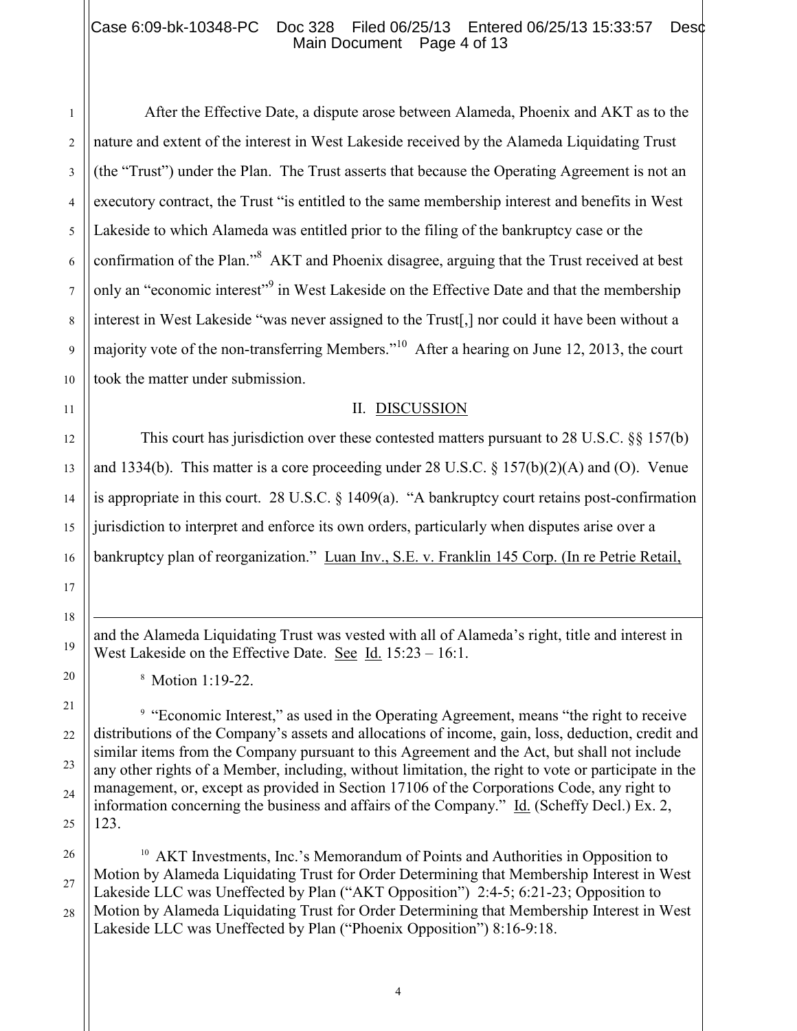After the Effective Date, a dispute arose between Alameda, Phoenix and AKT as to the nature and extent of the interest in West Lakeside received by the Alameda Liquidating Trust (the "Trust") under the Plan. The Trust asserts that because the Operating Agreement is not an executory contract, the Trust "is entitled to the same membership interest and benefits in West Lakeside to which Alameda was entitled prior to the filing of the bankruptcy case or the confirmation of the Plan."[8] AKT and Phoenix disagree, arguing that the Trust received at best only an "economic interest"[9] in West Lakeside on the Effective Date and that the membership interest in West Lakeside "was never assigned to the Trust[,] nor could it have been without a majority vote of the non-transferring Members."[10] After a hearing on June 12, 2013, the court took the matter under submission.

## II. DISCUSSION

This court has jurisdiction over these contested matters pursuant to 28 U.S.C. §§ 157(b) and 1334(b). This matter is a core proceeding under 28 U.S.C. § 157(b)(2)(A) and (O). Venue is appropriate in this court. 28 U.S.C. § 1409(a). "A bankruptcy court retains post-confirmation jurisdiction to interpret and enforce its own orders, particularly when disputes arise over a bankruptcy plan of reorganization." Luan Inv., S.E. v. Franklin 145 Corp. (In re Petrie Retail,

---

and the Alameda Liquidating Trust was vested with all of Alameda's right, title and interest in West Lakeside on the Effective Date. See Id. 15:23 – 16:1.

[8] Motion 1:19-22.

[9] "Economic Interest," as used in the Operating Agreement, means "the right to receive distributions of the Company's assets and allocations of income, gain, loss, deduction, credit and similar items from the Company pursuant to this Agreement and the Act, but shall not include any other rights of a Member, including, without limitation, the right to vote or participate in the management, or, except as provided in Section 17106 of the Corporations Code, any right to information concerning the business and affairs of the Company." Id. (Scheffy Decl.) Ex. 2, 123.

[10] AKT Investments, Inc.'s Memorandum of Points and Authorities in Opposition to Motion by Alameda Liquidating Trust for Order Determining that Membership Interest in West Lakeside LLC was Uneffected by Plan ("AKT Opposition") 2:4-5; 6:21-23; Opposition to Motion by Alameda Liquidating Trust for Order Determining that Membership Interest in West Lakeside LLC was Uneffected by Plan ("Phoenix Opposition") 8:16-9:18.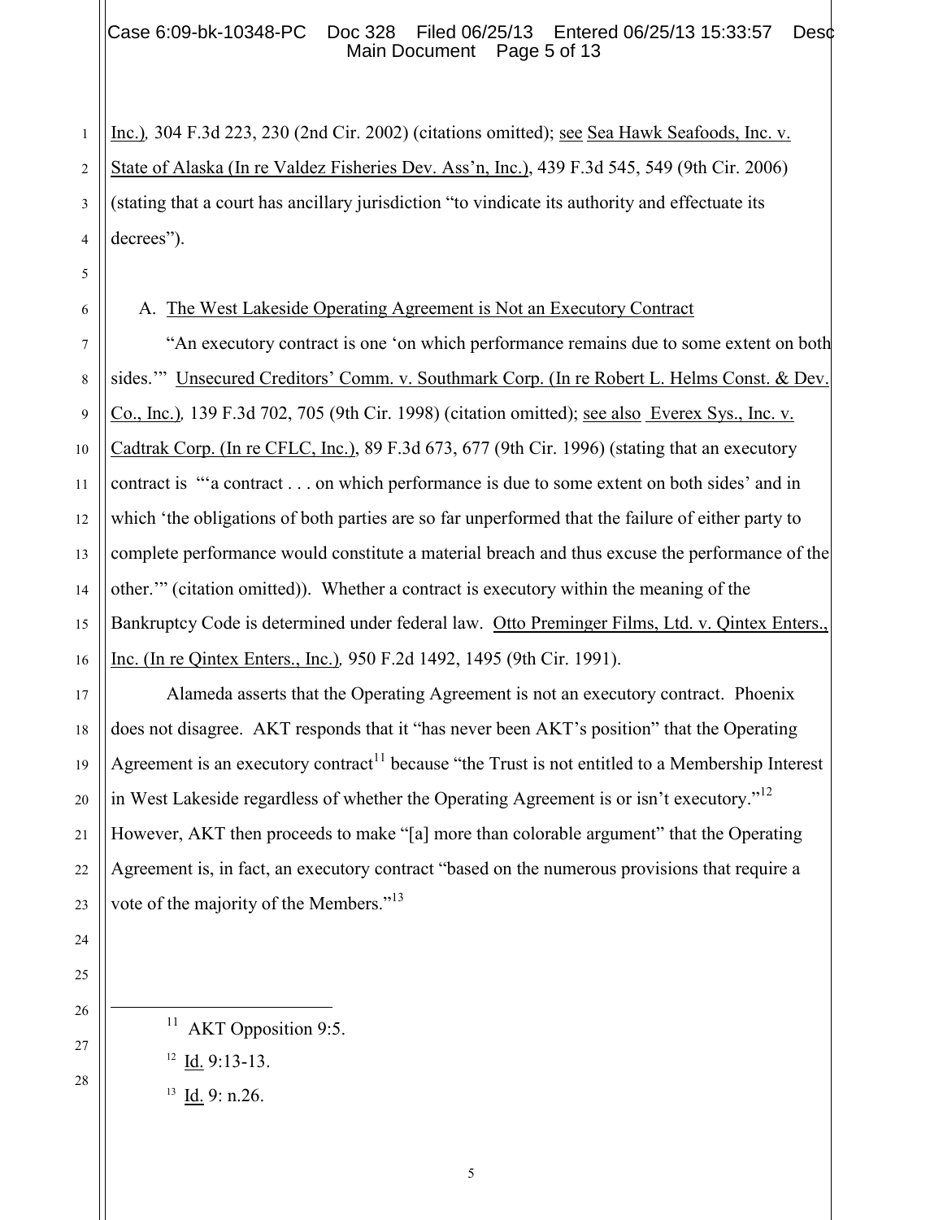Inc.), 304 F.3d 223, 230 (2nd Cir. 2002) (citations omitted); see Sea Hawk Seafoods, Inc. v. State of Alaska (In re Valdez Fisheries Dev. Ass'n, Inc.), 439 F.3d 545, 549 (9th Cir. 2006) (stating that a court has ancillary jurisdiction "to vindicate its authority and effectuate its decrees").

A. The West Lakeside Operating Agreement is Not an Executory Contract

"An executory contract is one 'on which performance remains due to some extent on both sides.'" Unsecured Creditors' Comm. v. Southmark Corp. (In re Robert L. Helms Const. & Dev. Co., Inc.), 139 F.3d 702, 705 (9th Cir. 1998) (citation omitted); see also Everex Sys., Inc. v. Cadtrak Corp. (In re CFLC, Inc.), 89 F.3d 673, 677 (9th Cir. 1996) (stating that an executory contract is "'a contract . . . on which performance is due to some extent on both sides' and in which 'the obligations of both parties are so far unperformed that the failure of either party to complete performance would constitute a material breach and thus excuse the performance of the other.'" (citation omitted)). Whether a contract is executory within the meaning of the Bankruptcy Code is determined under federal law. Otto Preminger Films, Ltd. v. Qintex Enters., Inc. (In re Qintex Enters., Inc.), 950 F.2d 1492, 1495 (9th Cir. 1991).

Alameda asserts that the Operating Agreement is not an executory contract. Phoenix does not disagree. AKT responds that it "has never been AKT's position" that the Operating Agreement is an executory contract[11] because "the Trust is not entitled to a Membership Interest in West Lakeside regardless of whether the Operating Agreement is or isn't executory."[12] However, AKT then proceeds to make "[a] more than colorable argument" that the Operating Agreement is, in fact, an executory contract "based on the numerous provisions that require a vote of the majority of the Members."[13]

---

[11] AKT Opposition 9:5.

[12] Id. 9:13-13.

[13] Id. 9: n.26.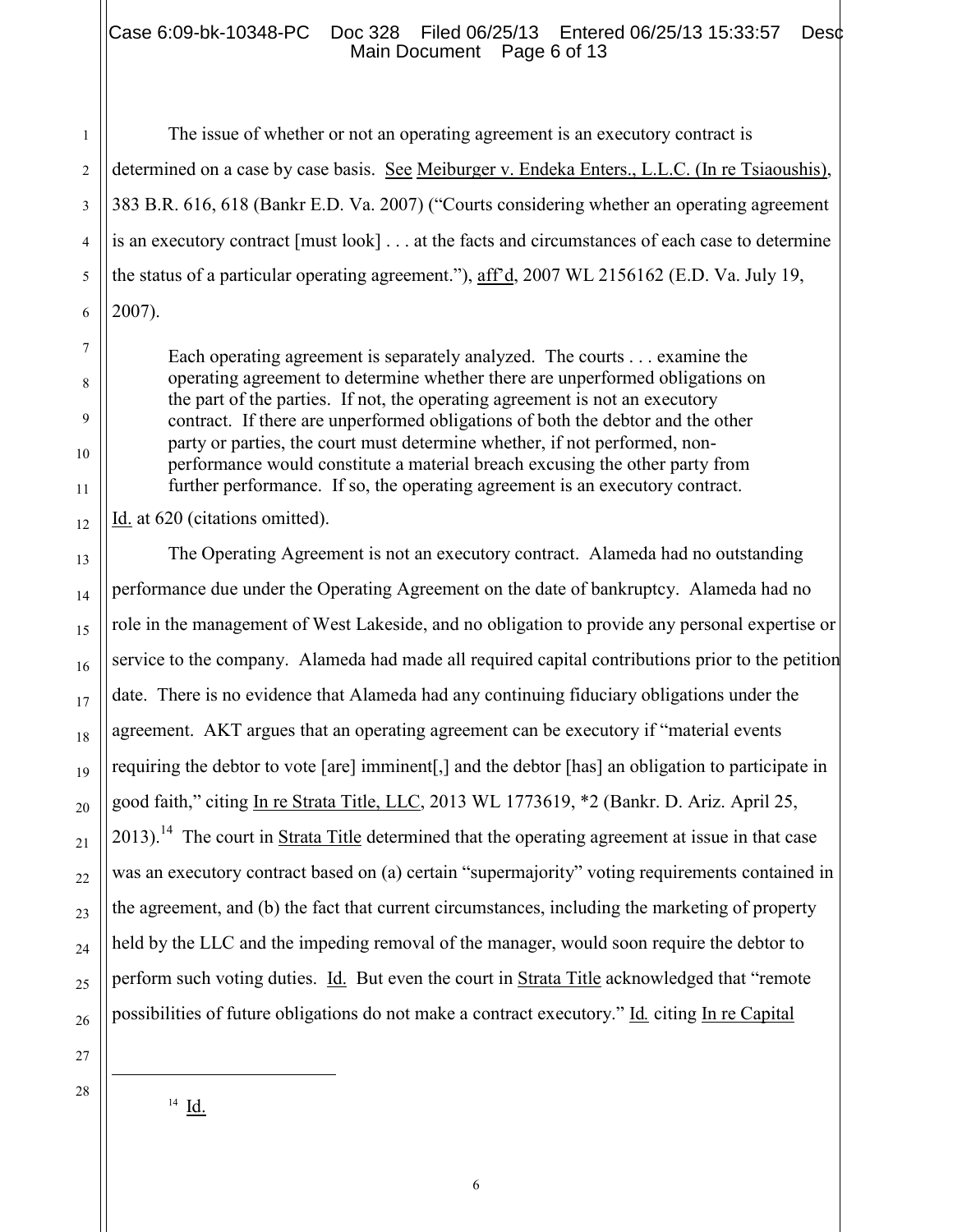The issue of whether or not an operating agreement is an executory contract is determined on a case by case basis. See Meiburger v. Endeka Enters., L.L.C. (In re Tsiaoushis), 383 B.R. 616, 618 (Bankr E.D. Va. 2007) ("Courts considering whether an operating agreement is an executory contract [must look] . . . at the facts and circumstances of each case to determine the status of a particular operating agreement."), aff'd, 2007 WL 2156162 (E.D. Va. July 19, 2007).

> Each operating agreement is separately analyzed. The courts . . . examine the operating agreement to determine whether there are unperformed obligations on the part of the parties. If not, the operating agreement is not an executory contract. If there are unperformed obligations of both the debtor and the other party or parties, the court must determine whether, if not performed, non-performance would constitute a material breach excusing the other party from further performance. If so, the operating agreement is an executory contract.

Id. at 620 (citations omitted).

The Operating Agreement is not an executory contract. Alameda had no outstanding performance due under the Operating Agreement on the date of bankruptcy. Alameda had no role in the management of West Lakeside, and no obligation to provide any personal expertise or service to the company. Alameda had made all required capital contributions prior to the petition date. There is no evidence that Alameda had any continuing fiduciary obligations under the agreement. AKT argues that an operating agreement can be executory if "material events requiring the debtor to vote [are] imminent[,] and the debtor [has] an obligation to participate in good faith," citing In re Strata Title, LLC, 2013 WL 1773619, *2 (Bankr. D. Ariz. April 25, 2013).[14] The court in Strata Title determined that the operating agreement at issue in that case was an executory contract based on (a) certain "supermajority" voting requirements contained in the agreement, and (b) the fact that current circumstances, including the marketing of property held by the LLC and the impeding removal of the manager, would soon require the debtor to perform such voting duties. Id. But even the court in Strata Title acknowledged that "remote possibilities of future obligations do not make a contract executory." Id. citing In re Capital

---

[14] Id.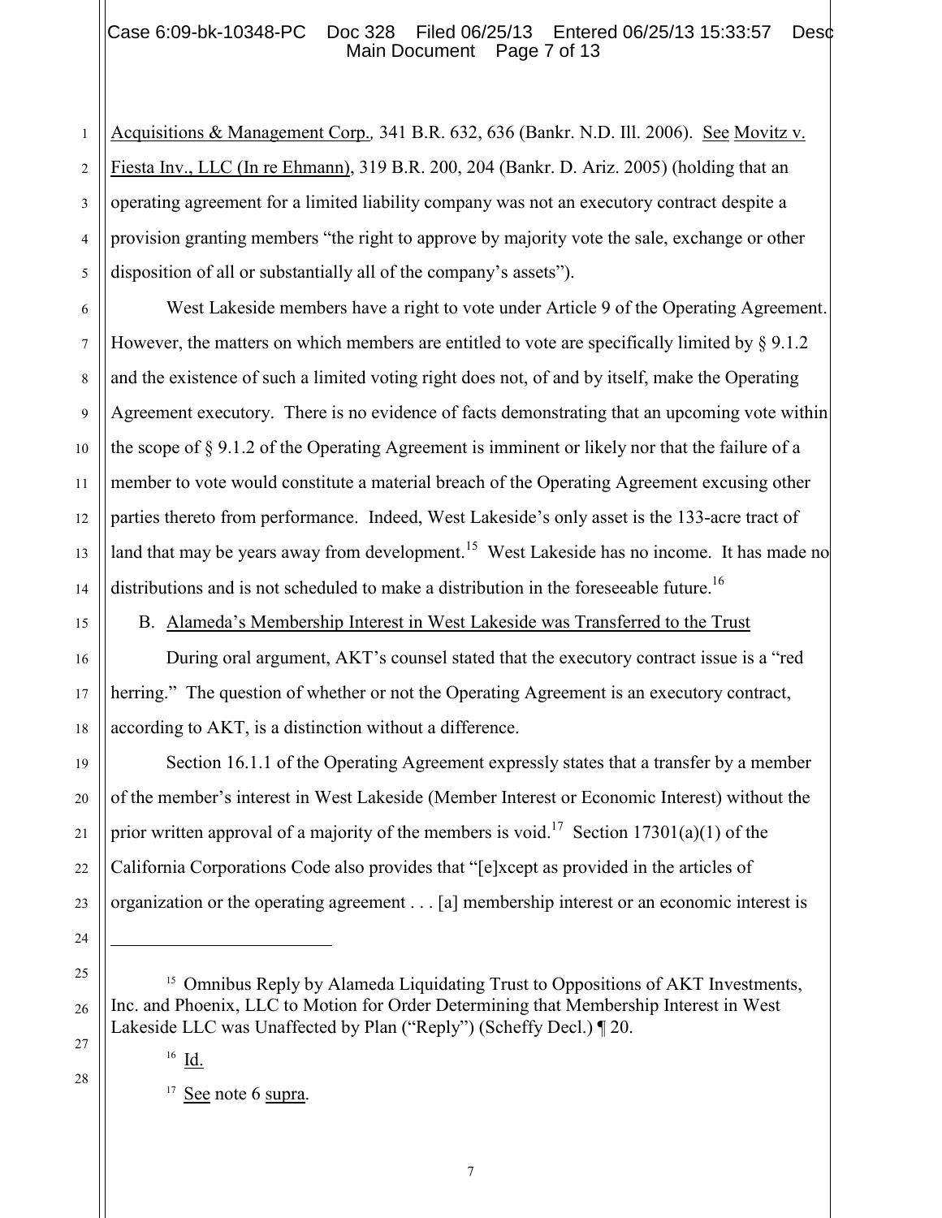Acquisitions & Management Corp., 341 B.R. 632, 636 (Bankr. N.D. Ill. 2006). See Movitz v. Fiesta Inv., LLC (In re Ehmann), 319 B.R. 200, 204 (Bankr. D. Ariz. 2005) (holding that an operating agreement for a limited liability company was not an executory contract despite a provision granting members "the right to approve by majority vote the sale, exchange or other disposition of all or substantially all of the company's assets").

West Lakeside members have a right to vote under Article 9 of the Operating Agreement. However, the matters on which members are entitled to vote are specifically limited by § 9.1.2 and the existence of such a limited voting right does not, of and by itself, make the Operating Agreement executory. There is no evidence of facts demonstrating that an upcoming vote within the scope of § 9.1.2 of the Operating Agreement is imminent or likely nor that the failure of a member to vote would constitute a material breach of the Operating Agreement excusing other parties thereto from performance. Indeed, West Lakeside's only asset is the 133-acre tract of land that may be years away from development.[15] West Lakeside has no income. It has made no distributions and is not scheduled to make a distribution in the foreseeable future.[16]

B. Alameda's Membership Interest in West Lakeside was Transferred to the Trust

During oral argument, AKT's counsel stated that the executory contract issue is a "red herring." The question of whether or not the Operating Agreement is an executory contract, according to AKT, is a distinction without a difference.

Section 16.1.1 of the Operating Agreement expressly states that a transfer by a member of the member's interest in West Lakeside (Member Interest or Economic Interest) without the prior written approval of a majority of the members is void.[17] Section 17301(a)(1) of the California Corporations Code also provides that "[e]xcept as provided in the articles of organization or the operating agreement . . . [a] membership interest or an economic interest is

---

[15] Omnibus Reply by Alameda Liquidating Trust to Oppositions of AKT Investments, Inc. and Phoenix, LLC to Motion for Order Determining that Membership Interest in West Lakeside LLC was Unaffected by Plan ("Reply") (Scheffy Decl.) ¶ 20.

[16] Id.

[17] See note 6 supra.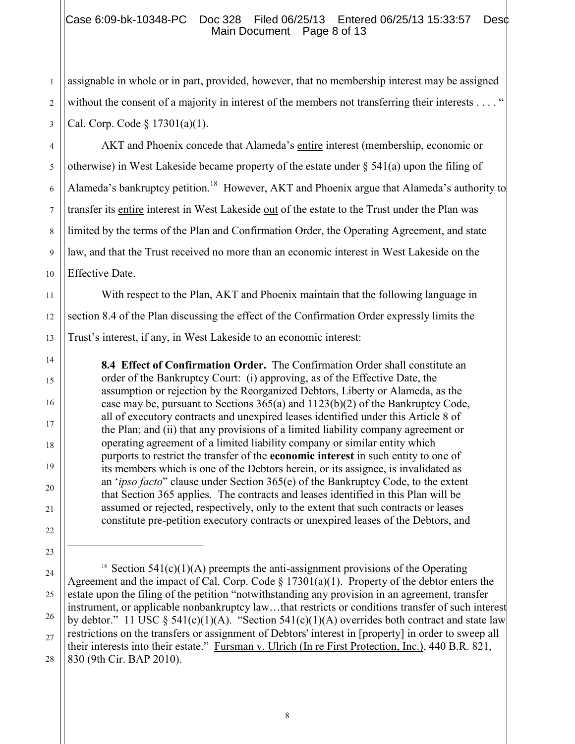assignable in whole or in part, provided, however, that no membership interest may be assigned without the consent of a majority in interest of the members not transferring their interests . . . . " Cal. Corp. Code § 17301(a)(1).

AKT and Phoenix concede that Alameda's entire interest (membership, economic or otherwise) in West Lakeside became property of the estate under § 541(a) upon the filing of Alameda's bankruptcy petition.[18] However, AKT and Phoenix argue that Alameda's authority to transfer its entire interest in West Lakeside out of the estate to the Trust under the Plan was limited by the terms of the Plan and Confirmation Order, the Operating Agreement, and state law, and that the Trust received no more than an economic interest in West Lakeside on the Effective Date.

With respect to the Plan, AKT and Phoenix maintain that the following language in section 8.4 of the Plan discussing the effect of the Confirmation Order expressly limits the Trust's interest, if any, in West Lakeside to an economic interest:

> **8.4 Effect of Confirmation Order.** The Confirmation Order shall constitute an order of the Bankruptcy Court: (i) approving, as of the Effective Date, the assumption or rejection by the Reorganized Debtors, Liberty or Alameda, as the case may be, pursuant to Sections 365(a) and 1123(b)(2) of the Bankruptcy Code, all of executory contracts and unexpired leases identified under this Article 8 of the Plan; and (ii) that any provisions of a limited liability company agreement or operating agreement of a limited liability company or similar entity which purports to restrict the transfer of the **economic interest** in such entity to one of its members which is one of the Debtors herein, or its assignee, is invalidated as an '*ipso facto*" clause under Section 365(e) of the Bankruptcy Code, to the extent that Section 365 applies. The contracts and leases identified in this Plan will be assumed or rejected, respectively, only to the extent that such contracts or leases constitute pre-petition executory contracts or unexpired leases of the Debtors, and

---

[18] Section 541(c)(1)(A) preempts the anti-assignment provisions of the Operating Agreement and the impact of Cal. Corp. Code § 17301(a)(1). Property of the debtor enters the estate upon the filing of the petition "notwithstanding any provision in an agreement, transfer instrument, or applicable nonbankruptcy law…that restricts or conditions transfer of such interest by debtor." 11 USC § 541(c)(1)(A). "Section 541(c)(1)(A) overrides both contract and state law restrictions on the transfers or assignment of Debtors' interest in [property] in order to sweep all their interests into their estate." Fursman v. Ulrich (In re First Protection, Inc.), 440 B.R. 821, 830 (9th Cir. BAP 2010).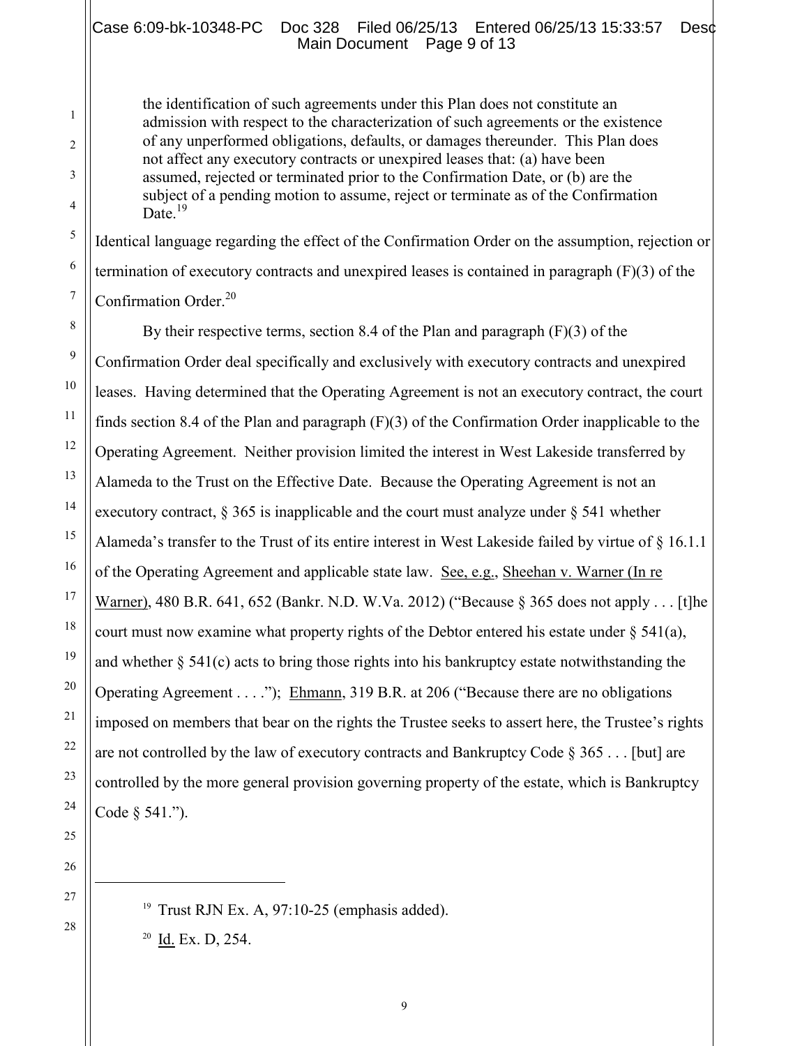> the identification of such agreements under this Plan does not constitute an admission with respect to the characterization of such agreements or the existence of any unperformed obligations, defaults, or damages thereunder. This Plan does not affect any executory contracts or unexpired leases that: (a) have been assumed, rejected or terminated prior to the Confirmation Date, or (b) are the subject of a pending motion to assume, reject or terminate as of the Confirmation Date.[19]

Identical language regarding the effect of the Confirmation Order on the assumption, rejection or termination of executory contracts and unexpired leases is contained in paragraph (F)(3) of the Confirmation Order.[20]

By their respective terms, section 8.4 of the Plan and paragraph (F)(3) of the Confirmation Order deal specifically and exclusively with executory contracts and unexpired leases. Having determined that the Operating Agreement is not an executory contract, the court finds section 8.4 of the Plan and paragraph (F)(3) of the Confirmation Order inapplicable to the Operating Agreement. Neither provision limited the interest in West Lakeside transferred by Alameda to the Trust on the Effective Date. Because the Operating Agreement is not an executory contract, § 365 is inapplicable and the court must analyze under § 541 whether Alameda's transfer to the Trust of its entire interest in West Lakeside failed by virtue of § 16.1.1 of the Operating Agreement and applicable state law. See, e.g., Sheehan v. Warner (In re Warner), 480 B.R. 641, 652 (Bankr. N.D. W.Va. 2012) ("Because § 365 does not apply . . . [t]he court must now examine what property rights of the Debtor entered his estate under § 541(a), and whether § 541(c) acts to bring those rights into his bankruptcy estate notwithstanding the Operating Agreement . . . ."); Ehmann, 319 B.R. at 206 ("Because there are no obligations imposed on members that bear on the rights the Trustee seeks to assert here, the Trustee's rights are not controlled by the law of executory contracts and Bankruptcy Code § 365 . . . [but] are controlled by the more general provision governing property of the estate, which is Bankruptcy Code § 541.").

---

[19] Trust RJN Ex. A, 97:10-25 (emphasis added).

[20] Id. Ex. D, 254.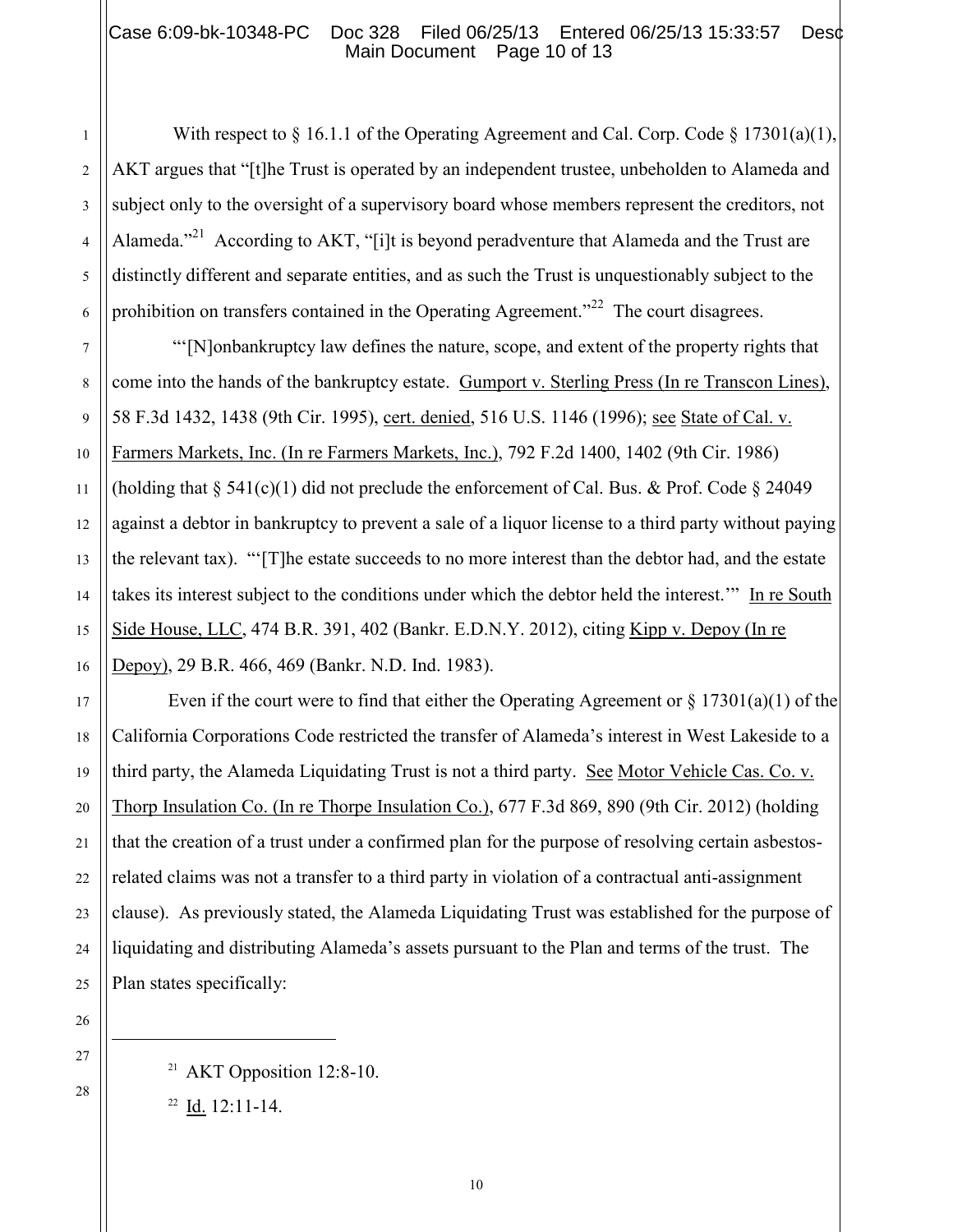With respect to § 16.1.1 of the Operating Agreement and Cal. Corp. Code § 17301(a)(1), AKT argues that "[t]he Trust is operated by an independent trustee, unbeholden to Alameda and subject only to the oversight of a supervisory board whose members represent the creditors, not Alameda."[21] According to AKT, "[i]t is beyond peradventure that Alameda and the Trust are distinctly different and separate entities, and as such the Trust is unquestionably subject to the prohibition on transfers contained in the Operating Agreement."[22] The court disagrees.

"'[N]onbankruptcy law defines the nature, scope, and extent of the property rights that come into the hands of the bankruptcy estate. Gumport v. Sterling Press (In re Transcon Lines), 58 F.3d 1432, 1438 (9th Cir. 1995), cert. denied, 516 U.S. 1146 (1996); see State of Cal. v. Farmers Markets, Inc. (In re Farmers Markets, Inc.), 792 F.2d 1400, 1402 (9th Cir. 1986) (holding that § 541(c)(1) did not preclude the enforcement of Cal. Bus. & Prof. Code § 24049 against a debtor in bankruptcy to prevent a sale of a liquor license to a third party without paying the relevant tax). "'[T]he estate succeeds to no more interest than the debtor had, and the estate takes its interest subject to the conditions under which the debtor held the interest.'" In re South Side House, LLC, 474 B.R. 391, 402 (Bankr. E.D.N.Y. 2012), citing Kipp v. Depoy (In re Depoy), 29 B.R. 466, 469 (Bankr. N.D. Ind. 1983).

Even if the court were to find that either the Operating Agreement or § 17301(a)(1) of the California Corporations Code restricted the transfer of Alameda's interest in West Lakeside to a third party, the Alameda Liquidating Trust is not a third party. See Motor Vehicle Cas. Co. v. Thorp Insulation Co. (In re Thorpe Insulation Co.), 677 F.3d 869, 890 (9th Cir. 2012) (holding that the creation of a trust under a confirmed plan for the purpose of resolving certain asbestos-related claims was not a transfer to a third party in violation of a contractual anti-assignment clause). As previously stated, the Alameda Liquidating Trust was established for the purpose of liquidating and distributing Alameda's assets pursuant to the Plan and terms of the trust. The Plan states specifically:

---

[21] AKT Opposition 12:8-10.

[22] Id. 12:11-14.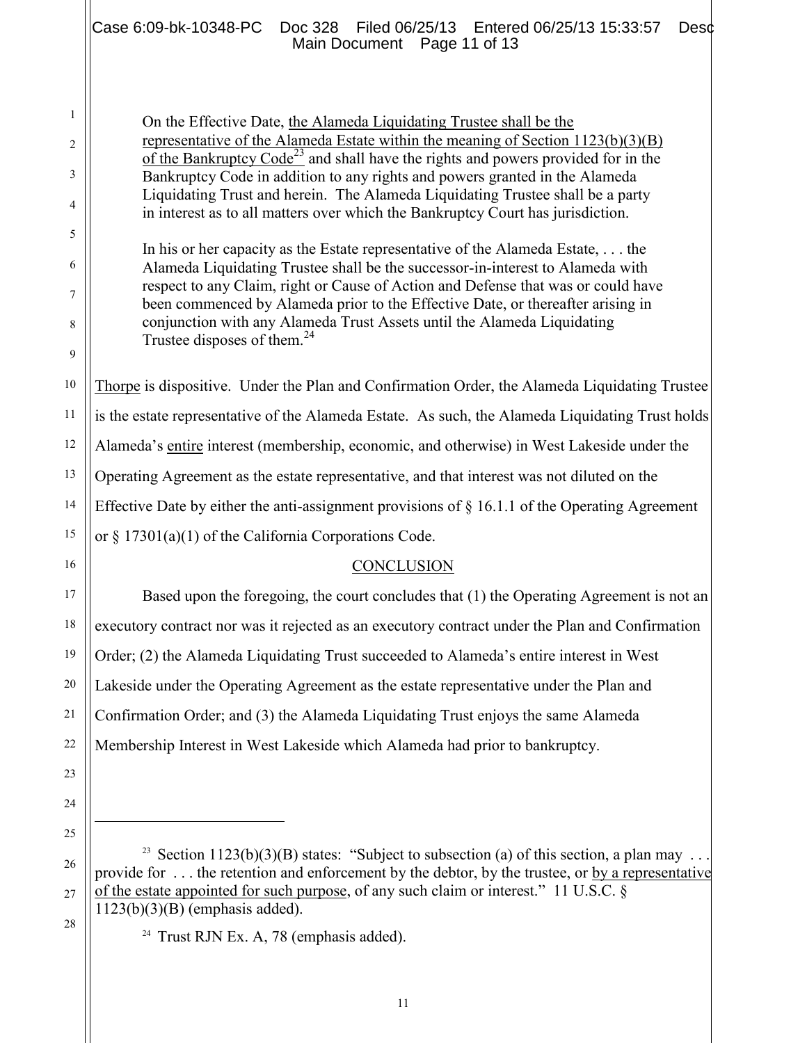> On the Effective Date, <u>the Alameda Liquidating Trustee shall be the representative of the Alameda Estate within the meaning of Section 1123(b)(3)(B) of the Bankruptcy Code</u>[23] and shall have the rights and powers provided for in the Bankruptcy Code in addition to any rights and powers granted in the Alameda Liquidating Trust and herein. The Alameda Liquidating Trustee shall be a party in interest as to all matters over which the Bankruptcy Court has jurisdiction.
>
> In his or her capacity as the Estate representative of the Alameda Estate, . . . the Alameda Liquidating Trustee shall be the successor-in-interest to Alameda with respect to any Claim, right or Cause of Action and Defense that was or could have been commenced by Alameda prior to the Effective Date, or thereafter arising in conjunction with any Alameda Trust Assets until the Alameda Liquidating Trustee disposes of them.[24]

<u>Thorpe</u> is dispositive. Under the Plan and Confirmation Order, the Alameda Liquidating Trustee is the estate representative of the Alameda Estate. As such, the Alameda Liquidating Trust holds Alameda's <u>entire</u> interest (membership, economic, and otherwise) in West Lakeside under the Operating Agreement as the estate representative, and that interest was not diluted on the Effective Date by either the anti-assignment provisions of § 16.1.1 of the Operating Agreement or § 17301(a)(1) of the California Corporations Code.

## CONCLUSION

Based upon the foregoing, the court concludes that (1) the Operating Agreement is not an executory contract nor was it rejected as an executory contract under the Plan and Confirmation Order; (2) the Alameda Liquidating Trust succeeded to Alameda's entire interest in West Lakeside under the Operating Agreement as the estate representative under the Plan and Confirmation Order; and (3) the Alameda Liquidating Trust enjoys the same Alameda Membership Interest in West Lakeside which Alameda had prior to bankruptcy.

---

[23] Section 1123(b)(3)(B) states: "Subject to subsection (a) of this section, a plan may . . . provide for . . . the retention and enforcement by the debtor, by the trustee, or <u>by a representative of the estate appointed for such purpose</u>, of any such claim or interest." 11 U.S.C. § 1123(b)(3)(B) (emphasis added).

[24] Trust RJN Ex. A, 78 (emphasis added).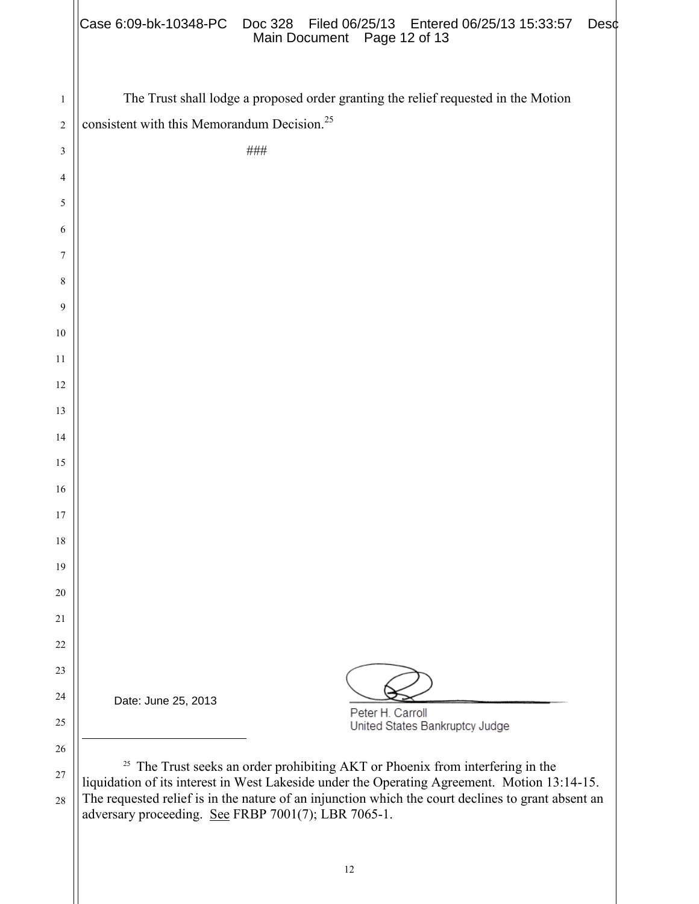The Trust shall lodge a proposed order granting the relief requested in the Motion consistent with this Memorandum Decision.[25]

###

Date: June 25, 2013

Peter H. Carroll
United States Bankruptcy Judge

---

[25] The Trust seeks an order prohibiting AKT or Phoenix from interfering in the liquidation of its interest in West Lakeside under the Operating Agreement. Motion 13:14-15. The requested relief is in the nature of an injunction which the court declines to grant absent an adversary proceeding. See FRBP 7001(7); LBR 7065-1.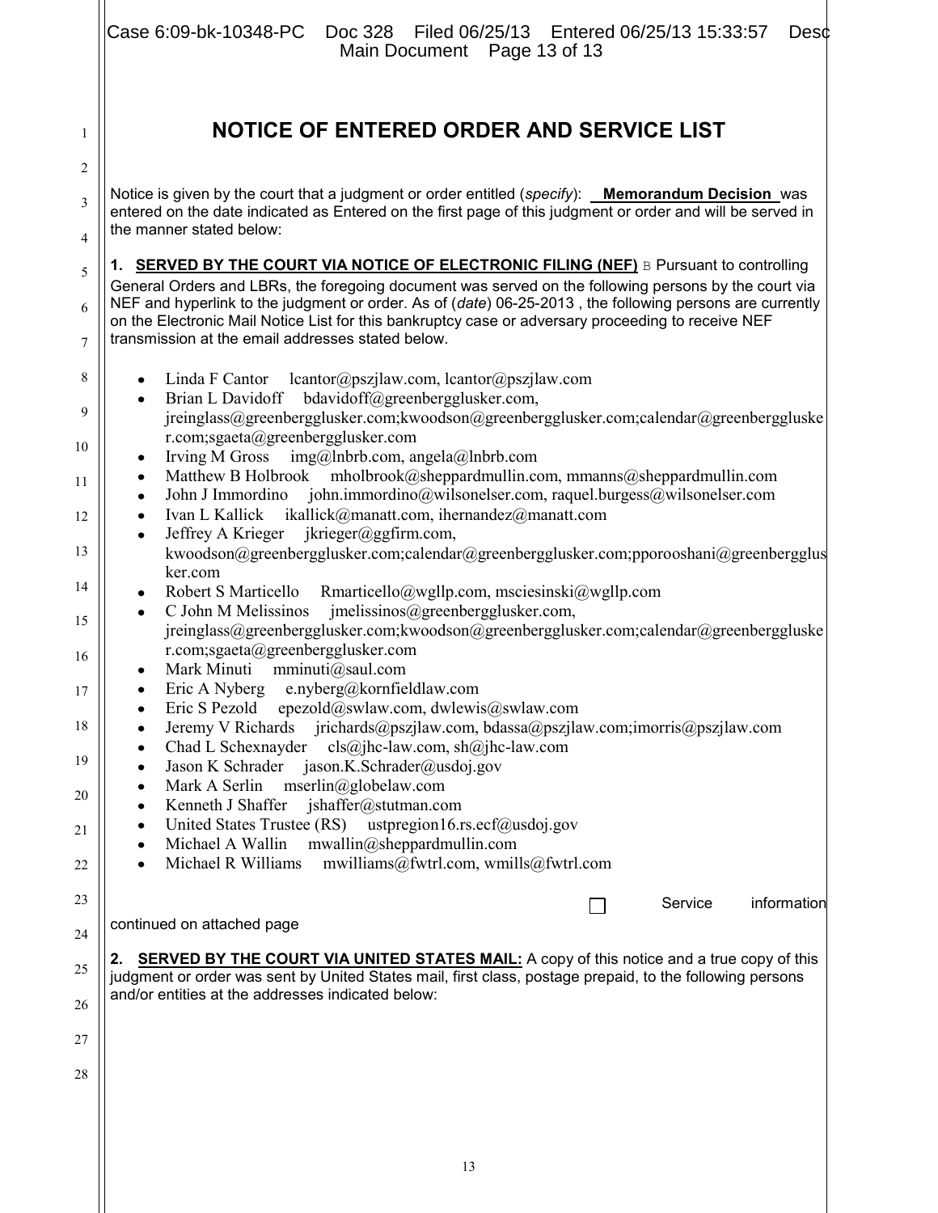# NOTICE OF ENTERED ORDER AND SERVICE LIST

Notice is given by the court that a judgment or order entitled (*specify*): **Memorandum Decision** was entered on the date indicated as Entered on the first page of this judgment or order and will be served in the manner stated below:

**1. SERVED BY THE COURT VIA NOTICE OF ELECTRONIC FILING (NEF)** B Pursuant to controlling General Orders and LBRs, the foregoing document was served on the following persons by the court via NEF and hyperlink to the judgment or order. As of (*date*) 06-25-2013 , the following persons are currently on the Electronic Mail Notice List for this bankruptcy case or adversary proceeding to receive NEF transmission at the email addresses stated below.

- Linda F Cantor lcantor@pszjlaw.com, lcantor@pszjlaw.com
- Brian L Davidoff bdavidoff@greenbergglusker.com, jreinglass@greenbergglusker.com;kwoodson@greenbergglusker.com;calendar@greenbergglusker.com;sgaeta@greenbergglusker.com
- Irving M Gross img@lnbrb.com, angela@lnbrb.com
- Matthew B Holbrook mholbrook@sheppardmullin.com, mmanns@sheppardmullin.com
- John J Immordino john.immordino@wilsonelser.com, raquel.burgess@wilsonelser.com
- Ivan L Kallick ikallick@manatt.com, ihernandez@manatt.com
- Jeffrey A Krieger jkrieger@ggfirm.com, kwoodson@greenbergglusker.com;calendar@greenbergglusker.com;pporooshani@greenbergglusker.com
- Robert S Marticello Rmarticello@wgllp.com, msciesinski@wgllp.com
- C John M Melissinos jmelissinos@greenbergglusker.com, jreinglass@greenbergglusker.com;kwoodson@greenbergglusker.com;calendar@greenbergglusker.com;sgaeta@greenbergglusker.com
- Mark Minuti mminuti@saul.com
- Eric A Nyberg e.nyberg@kornfieldlaw.com
- Eric S Pezold epezold@swlaw.com, dwlewis@swlaw.com
- Jeremy V Richards jrichards@pszjlaw.com, bdassa@pszjlaw.com;imorris@pszjlaw.com
- Chad L Schexnayder cls@jhc-law.com, sh@jhc-law.com
- Jason K Schrader jason.K.Schrader@usdoj.gov
- Mark A Serlin mserlin@globelaw.com
- Kenneth J Shaffer jshaffer@stutman.com
- United States Trustee (RS) ustpregion16.rs.ecf@usdoj.gov
- Michael A Wallin mwallin@sheppardmullin.com
- Michael R Williams mwilliams@fwtrl.com, wmills@fwtrl.com

☐ Service information continued on attached page

**2. SERVED BY THE COURT VIA UNITED STATES MAIL:** A copy of this notice and a true copy of this judgment or order was sent by United States mail, first class, postage prepaid, to the following persons and/or entities at the addresses indicated below: